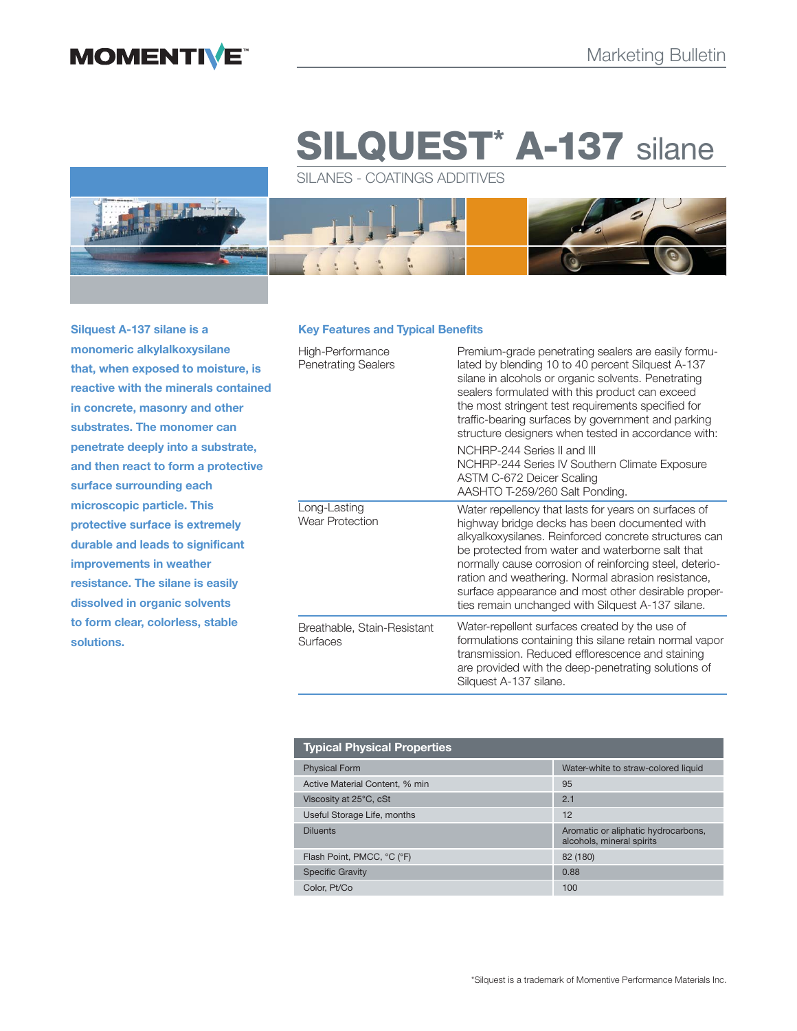# SILQUEST* A-137 silane

SILANES - COATINGS ADDITIVES

**Silquest A-137 silane is a monomeric alkylalkoxysilane that, when exposed to moisture, is reactive with the minerals contained in concrete, masonry and other substrates. The monomer can penetrate deeply into a substrate, and then react to form a protective surface surrounding each microscopic particle. This protective surface is extremely durable and leads to significant improvements in weather resistance. The silane is easily dissolved in organic solvents to form clear, colorless, stable solutions.**

## Key Features and Typical Benefits

| | |
|---|---|
| High-Performance Penetrating Sealers | Premium-grade penetrating sealers are easily formulated by blending 10 to 40 percent Silquest A-137 silane in alcohols or organic solvents. Penetrating sealers formulated with this product can exceed the most stringent test requirements specified for traffic-bearing surfaces by government and parking structure designers when tested in accordance with:<br>NCHRP-244 Series II and III<br>NCHRP-244 Series IV Southern Climate Exposure<br>ASTM C-672 Deicer Scaling<br>AASHTO T-259/260 Salt Ponding. |
| Long-Lasting Wear Protection | Water repellency that lasts for years on surfaces of highway bridge decks has been documented with alkyalkoxysilanes. Reinforced concrete structures can be protected from water and waterborne salt that normally cause corrosion of reinforcing steel, deterioration and weathering. Normal abrasion resistance, surface appearance and most other desirable properties remain unchanged with Silquest A-137 silane. |
| Breathable, Stain-Resistant Surfaces | Water-repellent surfaces created by the use of formulations containing this silane retain normal vapor transmission. Reduced efflorescence and staining are provided with the deep-penetrating solutions of Silquest A-137 silane. |

## Typical Physical Properties

| | |
|---|---|
| Physical Form | Water-white to straw-colored liquid |
| Active Material Content, % min | 95 |
| Viscosity at 25°C, cSt | 2.1 |
| Useful Storage Life, months | 12 |
| Diluents | Aromatic or aliphatic hydrocarbons, alcohols, mineral spirits |
| Flash Point, PMCC, °C (°F) | 82 (180) |
| Specific Gravity | 0.88 |
| Color, Pt/Co | 100 |

*Silquest is a trademark of Momentive Performance Materials Inc.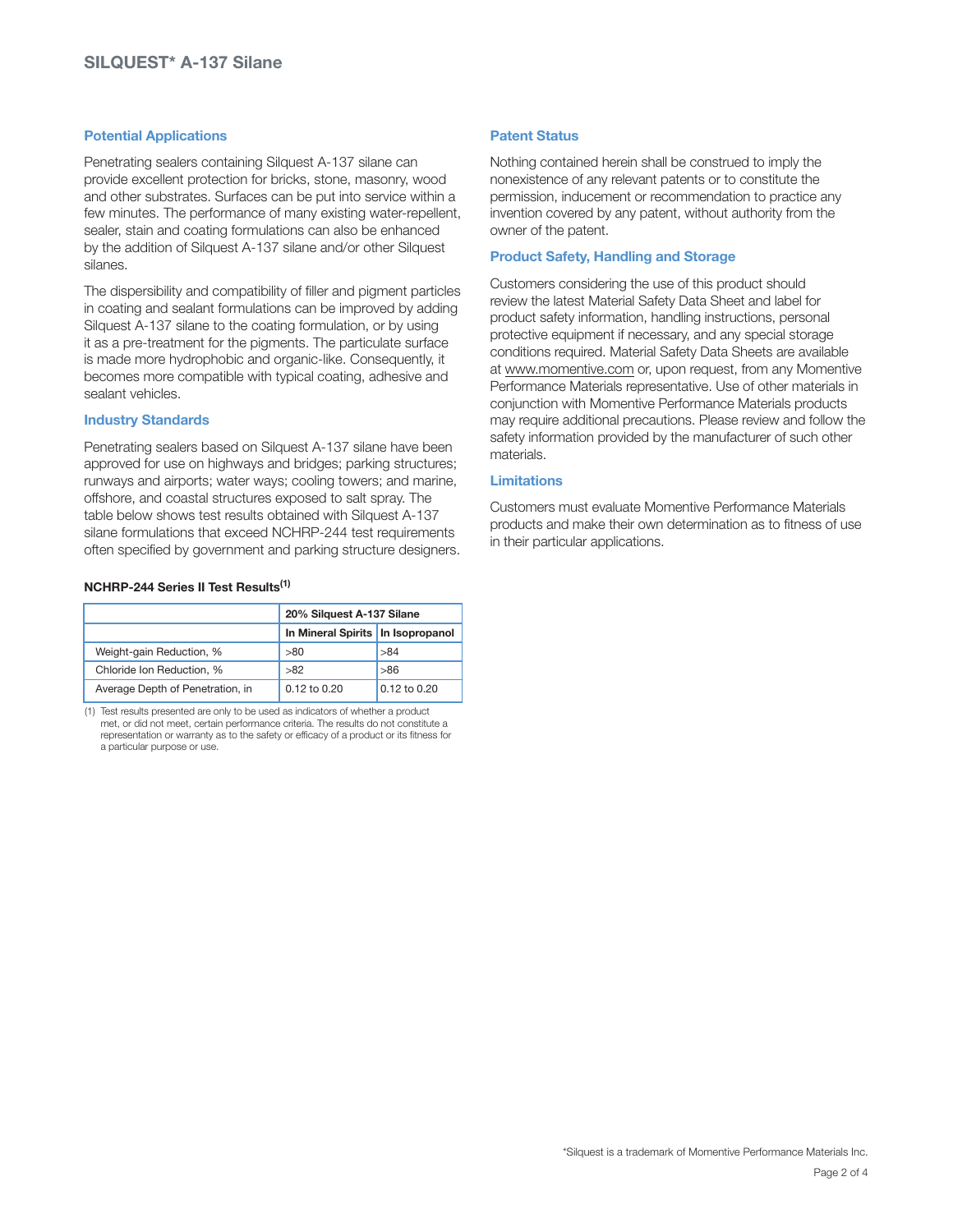## Potential Applications

Penetrating sealers containing Silquest A-137 silane can provide excellent protection for bricks, stone, masonry, wood and other substrates. Surfaces can be put into service within a few minutes. The performance of many existing water-repellent, sealer, stain and coating formulations can also be enhanced by the addition of Silquest A-137 silane and/or other Silquest silanes.

The dispersibility and compatibility of filler and pigment particles in coating and sealant formulations can be improved by adding Silquest A-137 silane to the coating formulation, or by using it as a pre-treatment for the pigments. The particulate surface is made more hydrophobic and organic-like. Consequently, it becomes more compatible with typical coating, adhesive and sealant vehicles.

## Industry Standards

Penetrating sealers based on Silquest A-137 silane have been approved for use on highways and bridges; parking structures; runways and airports; water ways; cooling towers; and marine, offshore, and coastal structures exposed to salt spray. The table below shows test results obtained with Silquest A-137 silane formulations that exceed NCHRP-244 test requirements often specified by government and parking structure designers.

**NCHRP-244 Series II Test Results[1]**

| | 20% Silquest A-137 Silane | |
|---|---|---|
| | **In Mineral Spirits** | **In Isopropanol** |
| Weight-gain Reduction, % | >80 | >84 |
| Chloride Ion Reduction, % | >82 | >86 |
| Average Depth of Penetration, in | 0.12 to 0.20 | 0.12 to 0.20 |

(1) Test results presented are only to be used as indicators of whether a product met, or did not meet, certain performance criteria. The results do not constitute a representation or warranty as to the safety or efficacy of a product or its fitness for a particular purpose or use.

## Patent Status

Nothing contained herein shall be construed to imply the nonexistence of any relevant patents or to constitute the permission, inducement or recommendation to practice any invention covered by any patent, without authority from the owner of the patent.

## Product Safety, Handling and Storage

Customers considering the use of this product should review the latest Material Safety Data Sheet and label for product safety information, handling instructions, personal protective equipment if necessary, and any special storage conditions required. Material Safety Data Sheets are available at www.momentive.com or, upon request, from any Momentive Performance Materials representative. Use of other materials in conjunction with Momentive Performance Materials products may require additional precautions. Please review and follow the safety information provided by the manufacturer of such other materials.

## Limitations

Customers must evaluate Momentive Performance Materials products and make their own determination as to fitness of use in their particular applications.

*Silquest is a trademark of Momentive Performance Materials Inc.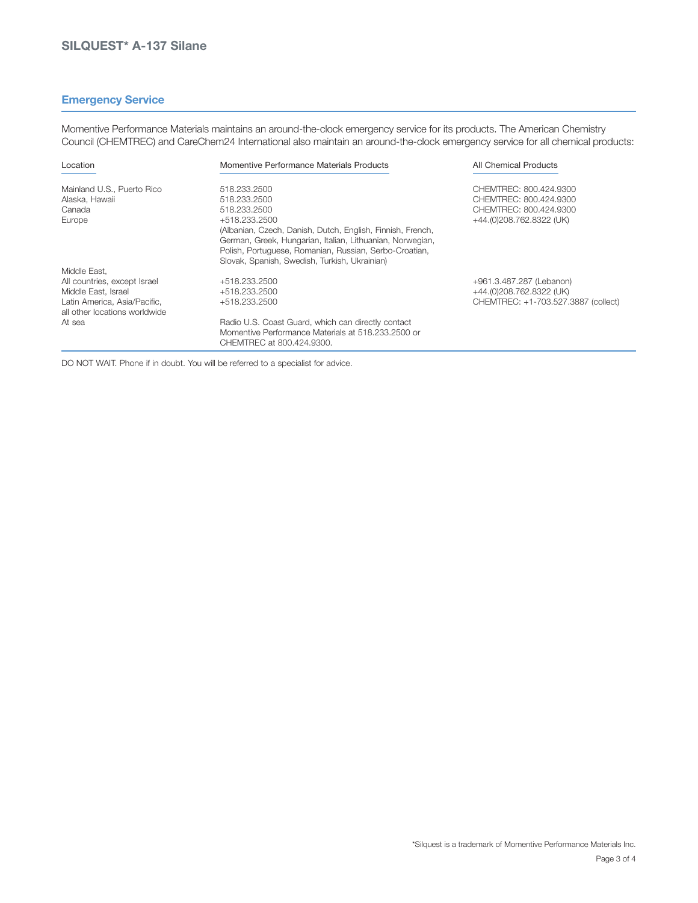## Emergency Service

Momentive Performance Materials maintains an around-the-clock emergency service for its products. The American Chemistry Council (CHEMTREC) and CareChem24 International also maintain an around-the-clock emergency service for all chemical products:

| Location | Momentive Performance Materials Products | All Chemical Products |
|---|---|---|
| Mainland U.S., Puerto Rico | 518.233.2500 | CHEMTREC: 800.424.9300 |
| Alaska, Hawaii | 518.233.2500 | CHEMTREC: 800.424.9300 |
| Canada | 518.233.2500 | CHEMTREC: 800.424.9300 |
| Europe | +518.233.2500 (Albanian, Czech, Danish, Dutch, English, Finnish, French, German, Greek, Hungarian, Italian, Lithuanian, Norwegian, Polish, Portuguese, Romanian, Russian, Serbo-Croatian, Slovak, Spanish, Swedish, Turkish, Ukrainian) | +44.(0)208.762.8322 (UK) |
| Middle East, All countries, except Israel | +518.233.2500 | +961.3.487.287 (Lebanon) |
| Middle East, Israel | +518.233.2500 | +44.(0)208.762.8322 (UK) |
| Latin America, Asia/Pacific, all other locations worldwide | +518.233.2500 | CHEMTREC: +1-703.527.3887 (collect) |
| At sea | Radio U.S. Coast Guard, which can directly contact Momentive Performance Materials at 518.233.2500 or CHEMTREC at 800.424.9300. | |

DO NOT WAIT. Phone if in doubt. You will be referred to a specialist for advice.

*Silquest is a trademark of Momentive Performance Materials Inc.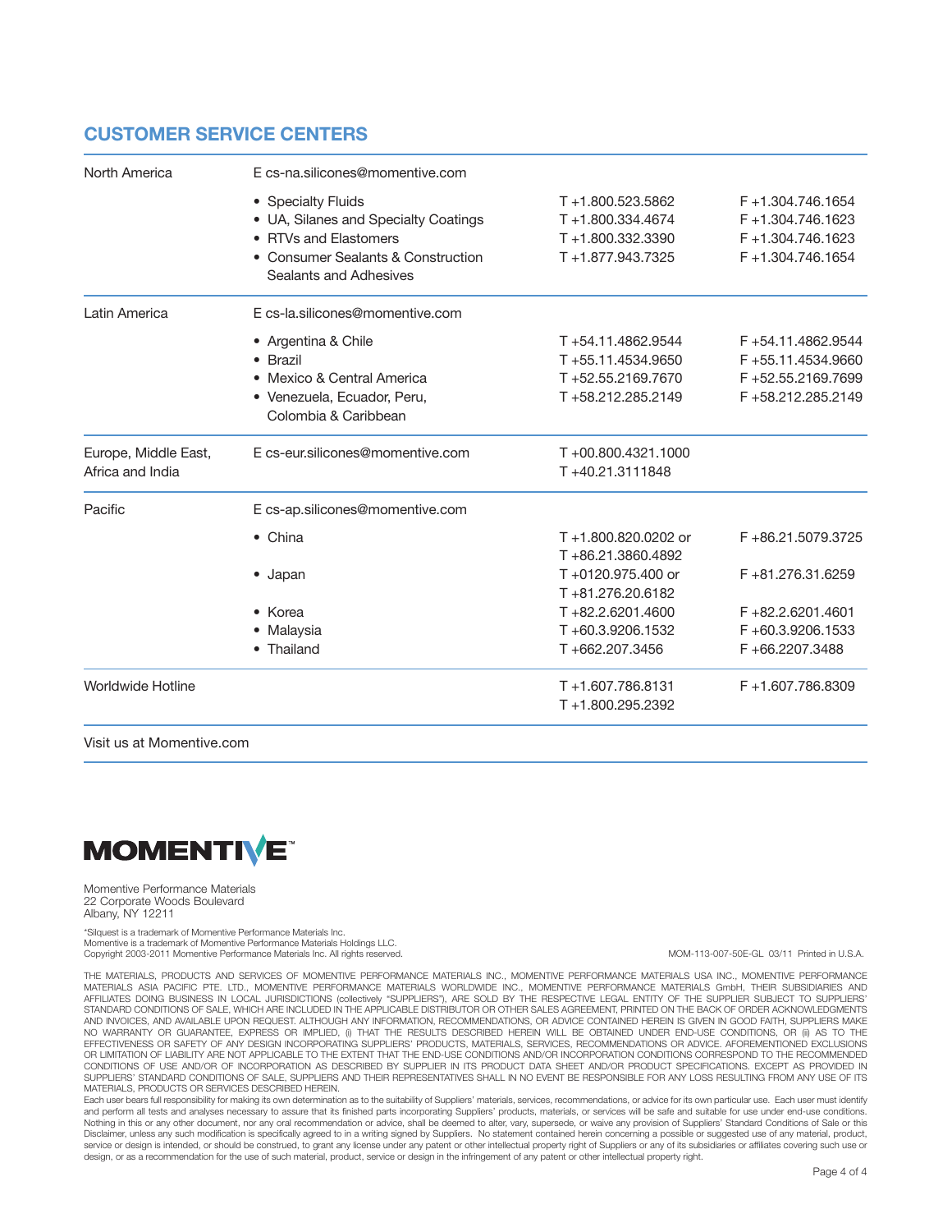## CUSTOMER SERVICE CENTERS

| | | | |
|---|---|---|---|
| North America | E cs-na.silicones@momentive.com | | |
| | • Specialty Fluids | T +1.800.523.5862 | F +1.304.746.1654 |
| | • UA, Silanes and Specialty Coatings | T +1.800.334.4674 | F +1.304.746.1623 |
| | • RTVs and Elastomers | T +1.800.332.3390 | F +1.304.746.1623 |
| | • Consumer Sealants & Construction Sealants and Adhesives | T +1.877.943.7325 | F +1.304.746.1654 |
| Latin America | E cs-la.silicones@momentive.com | | |
| | • Argentina & Chile | T +54.11.4862.9544 | F +54.11.4862.9544 |
| | • Brazil | T +55.11.4534.9650 | F +55.11.4534.9660 |
| | • Mexico & Central America | T +52.55.2169.7670 | F +52.55.2169.7699 |
| | • Venezuela, Ecuador, Peru, Colombia & Caribbean | T +58.212.285.2149 | F +58.212.285.2149 |
| Europe, Middle East, Africa and India | E cs-eur.silicones@momentive.com | T +00.800.4321.1000<br>T +40.21.3111848 | |
| Pacific | E cs-ap.silicones@momentive.com | | |
| | • China | T +1.800.820.0202 or<br>T +86.21.3860.4892 | F +86.21.5079.3725 |
| | • Japan | T +0120.975.400 or<br>T +81.276.20.6182 | F +81.276.31.6259 |
| | • Korea | T +82.2.6201.4600 | F +82.2.6201.4601 |
| | • Malaysia | T +60.3.9206.1532 | F +60.3.9206.1533 |
| | • Thailand | T +662.207.3456 | F +66.2207.3488 |
| Worldwide Hotline | | T +1.607.786.8131<br>T +1.800.295.2392 | F +1.607.786.8309 |

Visit us at Momentive.com

MOMENTIVE™

Momentive Performance Materials
22 Corporate Woods Boulevard
Albany, NY 12211

*Silquest is a trademark of Momentive Performance Materials Inc.
Momentive is a trademark of Momentive Performance Materials Holdings LLC.
Copyright 2003-2011 Momentive Performance Materials Inc. All rights reserved.

MOM-113-007-50E-GL 03/11 Printed in U.S.A.

THE MATERIALS, PRODUCTS AND SERVICES OF MOMENTIVE PERFORMANCE MATERIALS INC., MOMENTIVE PERFORMANCE MATERIALS USA INC., MOMENTIVE PERFORMANCE MATERIALS ASIA PACIFIC PTE. LTD., MOMENTIVE PERFORMANCE MATERIALS WORLDWIDE INC., MOMENTIVE PERFORMANCE MATERIALS GmbH, THEIR SUBSIDIARIES AND AFFILIATES DOING BUSINESS IN LOCAL JURISDICTIONS (collectively "SUPPLIERS"), ARE SOLD BY THE RESPECTIVE LEGAL ENTITY OF THE SUPPLIER SUBJECT TO SUPPLIERS' STANDARD CONDITIONS OF SALE, WHICH ARE INCLUDED IN THE APPLICABLE DISTRIBUTOR OR OTHER SALES AGREEMENT, PRINTED ON THE BACK OF ORDER ACKNOWLEDGMENTS AND INVOICES, AND AVAILABLE UPON REQUEST. ALTHOUGH ANY INFORMATION, RECOMMENDATIONS, OR ADVICE CONTAINED HEREIN IS GIVEN IN GOOD FAITH, SUPPLIERS MAKE NO WARRANTY OR GUARANTEE, EXPRESS OR IMPLIED, (i) THAT THE RESULTS DESCRIBED HEREIN WILL BE OBTAINED UNDER END-USE CONDITIONS, OR (ii) AS TO THE EFFECTIVENESS OR SAFETY OF ANY DESIGN INCORPORATING SUPPLIERS' PRODUCTS, MATERIALS, SERVICES, RECOMMENDATIONS OR ADVICE. AFOREMENTIONED EXCLUSIONS OR LIMITATION OF LIABILITY ARE NOT APPLICABLE TO THE EXTENT THAT THE END-USE CONDITIONS AND/OR INCORPORATION CONDITIONS CORRESPOND TO THE RECOMMENDED CONDITIONS OF USE AND/OR OF INCORPORATION AS DESCRIBED BY SUPPLIER IN ITS PRODUCT DATA SHEET AND/OR PRODUCT SPECIFICATIONS. EXCEPT AS PROVIDED IN SUPPLIERS' STANDARD CONDITIONS OF SALE, SUPPLIERS AND THEIR REPRESENTATIVES SHALL IN NO EVENT BE RESPONSIBLE FOR ANY LOSS RESULTING FROM ANY USE OF ITS MATERIALS, PRODUCTS OR SERVICES DESCRIBED HEREIN.
Each user bears full responsibility for making its own determination as to the suitability of Suppliers' materials, services, recommendations, or advice for its own particular use. Each user must identify and perform all tests and analyses necessary to assure that its finished parts incorporating Suppliers' products, materials, or services will be safe and suitable for use under end-use conditions. Nothing in this or any other document, nor any oral recommendation or advice, shall be deemed to alter, vary, supersede, or waive any provision of Suppliers' Standard Conditions of Sale or this Disclaimer, unless any such modification is specifically agreed to in a writing signed by Suppliers. No statement contained herein concerning a possible or suggested use of any material, product, service or design is intended, or should be construed, to grant any license under any patent or other intellectual property right of Suppliers or any of its subsidiaries or affiliates covering such use or design, or as a recommendation for the use of such material, product, service or design in the infringement of any patent or other intellectual property right.